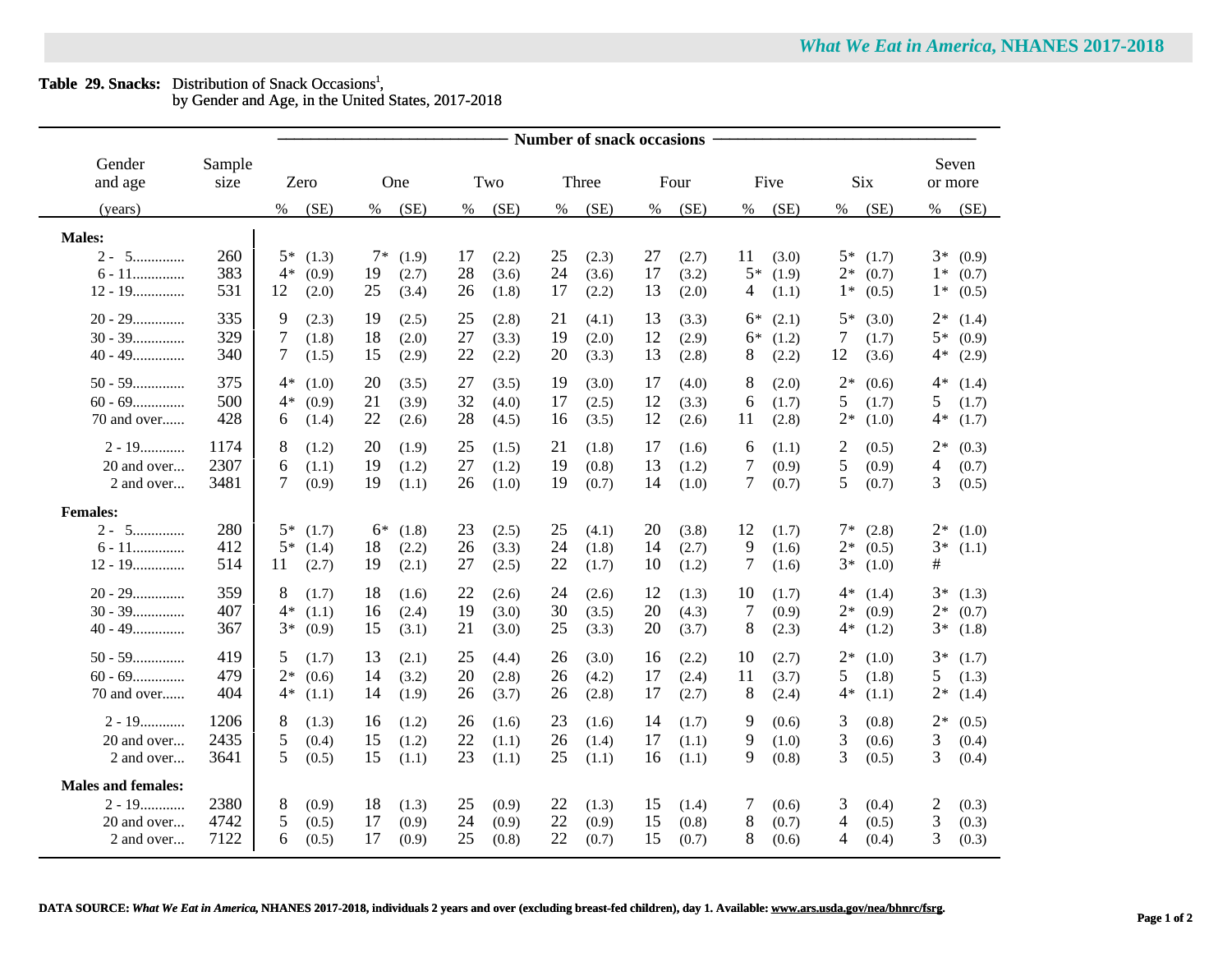**Table 29. Snacks:** Distribution of Snack Occasions[1], by Gender and Age, in the United States, 2017-2018

| Gender and age (years) | Sample size | Zero % | Zero (SE) | One % | One (SE) | Two % | Two (SE) | Three % | Three (SE) | Four % | Four (SE) | Five % | Five (SE) | Six % | Six (SE) | Seven or more % | Seven or more (SE) |
|---|---|---|---|---|---|---|---|---|---|---|---|---|---|---|---|---|---|
| **Males:** | | | | | | | | | | | | | | | | | |
| 2 - 5............. | 260 | 5* | (1.3) | 7* | (1.9) | 17 | (2.2) | 25 | (2.3) | 27 | (2.7) | 11 | (3.0) | 5* | (1.7) | 3* | (0.9) |
| 6 - 11............. | 383 | 4* | (0.9) | 19 | (2.7) | 28 | (3.6) | 24 | (3.6) | 17 | (3.2) | 5* | (1.9) | 2* | (0.7) | 1* | (0.7) |
| 12 - 19............. | 531 | 12 | (2.0) | 25 | (3.4) | 26 | (1.8) | 17 | (2.2) | 13 | (2.0) | 4 | (1.1) | 1* | (0.5) | 1* | (0.5) |
| 20 - 29............. | 335 | 9 | (2.3) | 19 | (2.5) | 25 | (2.8) | 21 | (4.1) | 13 | (3.3) | 6* | (2.1) | 5* | (3.0) | 2* | (1.4) |
| 30 - 39............. | 329 | 7 | (1.8) | 18 | (2.0) | 27 | (3.3) | 19 | (2.0) | 12 | (2.9) | 6* | (1.2) | 7 | (1.7) | 5* | (0.9) |
| 40 - 49............. | 340 | 7 | (1.5) | 15 | (2.9) | 22 | (2.2) | 20 | (3.3) | 13 | (2.8) | 8 | (2.2) | 12 | (3.6) | 4* | (2.9) |
| 50 - 59............. | 375 | 4* | (1.0) | 20 | (3.5) | 27 | (3.5) | 19 | (3.0) | 17 | (4.0) | 8 | (2.0) | 2* | (0.6) | 4* | (1.4) |
| 60 - 69............. | 500 | 4* | (0.9) | 21 | (3.9) | 32 | (4.0) | 17 | (2.5) | 12 | (3.3) | 6 | (1.7) | 5 | (1.7) | 5 | (1.7) |
| 70 and over...... | 428 | 6 | (1.4) | 22 | (2.6) | 28 | (4.5) | 16 | (3.5) | 12 | (2.6) | 11 | (2.8) | 2* | (1.0) | 4* | (1.7) |
| 2 - 19........... | 1174 | 8 | (1.2) | 20 | (1.9) | 25 | (1.5) | 21 | (1.8) | 17 | (1.6) | 6 | (1.1) | 2 | (0.5) | 2* | (0.3) |
| 20 and over... | 2307 | 6 | (1.1) | 19 | (1.2) | 27 | (1.2) | 19 | (0.8) | 13 | (1.2) | 7 | (0.9) | 5 | (0.9) | 4 | (0.7) |
| 2 and over... | 3481 | 7 | (0.9) | 19 | (1.1) | 26 | (1.0) | 19 | (0.7) | 14 | (1.0) | 7 | (0.7) | 5 | (0.7) | 3 | (0.5) |
| **Females:** | | | | | | | | | | | | | | | | | |
| 2 - 5............. | 280 | 5* | (1.7) | 6* | (1.8) | 23 | (2.5) | 25 | (4.1) | 20 | (3.8) | 12 | (1.7) | 7* | (2.8) | 2* | (1.0) |
| 6 - 11............. | 412 | 5* | (1.4) | 18 | (2.2) | 26 | (3.3) | 24 | (1.8) | 14 | (2.7) | 9 | (1.6) | 2* | (0.5) | 3* | (1.1) |
| 12 - 19............. | 514 | 11 | (2.7) | 19 | (2.1) | 27 | (2.5) | 22 | (1.7) | 10 | (1.2) | 7 | (1.6) | 3* | (1.0) | # | |
| 20 - 29............. | 359 | 8 | (1.7) | 18 | (1.6) | 22 | (2.6) | 24 | (2.6) | 12 | (1.3) | 10 | (1.7) | 4* | (1.4) | 3* | (1.3) |
| 30 - 39............. | 407 | 4* | (1.1) | 16 | (2.4) | 19 | (3.0) | 30 | (3.5) | 20 | (4.3) | 7 | (0.9) | 2* | (0.9) | 2* | (0.7) |
| 40 - 49............. | 367 | 3* | (0.9) | 15 | (3.1) | 21 | (3.0) | 25 | (3.3) | 20 | (3.7) | 8 | (2.3) | 4* | (1.2) | 3* | (1.8) |
| 50 - 59............. | 419 | 5 | (1.7) | 13 | (2.1) | 25 | (4.4) | 26 | (3.0) | 16 | (2.2) | 10 | (2.7) | 2* | (1.0) | 3* | (1.7) |
| 60 - 69............. | 479 | 2* | (0.6) | 14 | (3.2) | 20 | (2.8) | 26 | (4.2) | 17 | (2.4) | 11 | (3.7) | 5 | (1.8) | 5 | (1.3) |
| 70 and over...... | 404 | 4* | (1.1) | 14 | (1.9) | 26 | (3.7) | 26 | (2.8) | 17 | (2.7) | 8 | (2.4) | 4* | (1.1) | 2* | (1.4) |
| 2 - 19........... | 1206 | 8 | (1.3) | 16 | (1.2) | 26 | (1.6) | 23 | (1.6) | 14 | (1.7) | 9 | (0.6) | 3 | (0.8) | 2* | (0.5) |
| 20 and over... | 2435 | 5 | (0.4) | 15 | (1.2) | 22 | (1.1) | 26 | (1.4) | 17 | (1.1) | 9 | (1.0) | 3 | (0.6) | 3 | (0.4) |
| 2 and over... | 3641 | 5 | (0.5) | 15 | (1.1) | 23 | (1.1) | 25 | (1.1) | 16 | (1.1) | 9 | (0.8) | 3 | (0.5) | 3 | (0.4) |
| **Males and females:** | | | | | | | | | | | | | | | | | |
| 2 - 19........... | 2380 | 8 | (0.9) | 18 | (1.3) | 25 | (0.9) | 22 | (1.3) | 15 | (1.4) | 7 | (0.6) | 3 | (0.4) | 2 | (0.3) |
| 20 and over... | 4742 | 5 | (0.5) | 17 | (0.9) | 24 | (0.9) | 22 | (0.9) | 15 | (0.8) | 8 | (0.7) | 4 | (0.5) | 3 | (0.3) |
| 2 and over... | 7122 | 6 | (0.5) | 17 | (0.9) | 25 | (0.8) | 22 | (0.7) | 15 | (0.7) | 8 | (0.6) | 4 | (0.4) | 3 | (0.3) |

**DATA SOURCE:** ***What We Eat in America,*** **NHANES 2017-2018, individuals 2 years and over (excluding breast-fed children), day 1. Available: www.ars.usda.gov/nea/bhnrc/fsrg.**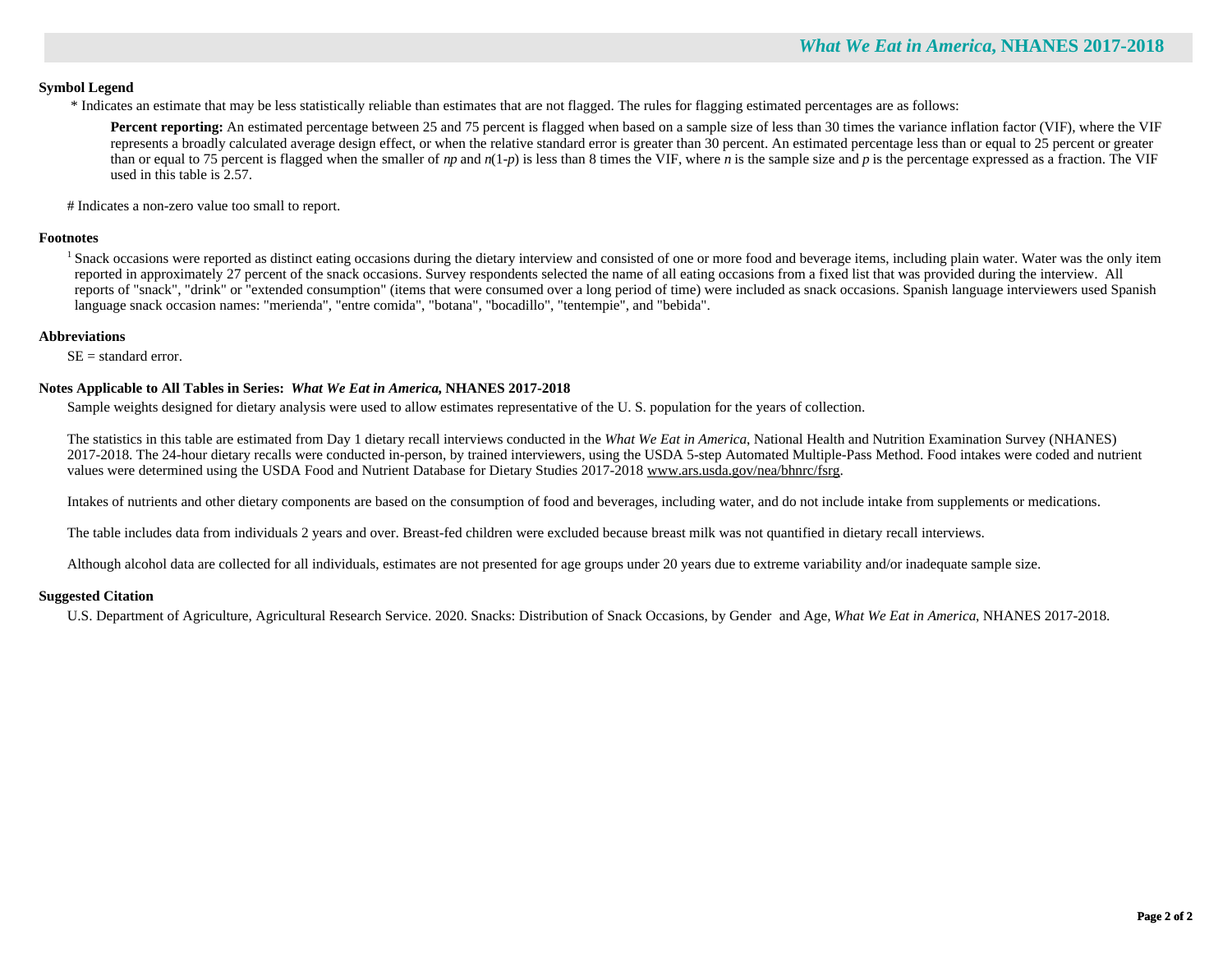### Symbol Legend

\* Indicates an estimate that may be less statistically reliable than estimates that are not flagged. The rules for flagging estimated percentages are as follows:

**Percent reporting:** An estimated percentage between 25 and 75 percent is flagged when based on a sample size of less than 30 times the variance inflation factor (VIF), where the VIF represents a broadly calculated average design effect, or when the relative standard error is greater than 30 percent. An estimated percentage less than or equal to 25 percent or greater than or equal to 75 percent is flagged when the smaller of $np$ and $n(1-p)$ is less than 8 times the VIF, where $n$ is the sample size and $p$ is the percentage expressed as a fraction. The VIF used in this table is 2.57.

# Indicates a non-zero value too small to report.

### Footnotes

[1] Snack occasions were reported as distinct eating occasions during the dietary interview and consisted of one or more food and beverage items, including plain water. Water was the only item reported in approximately 27 percent of the snack occasions. Survey respondents selected the name of all eating occasions from a fixed list that was provided during the interview. All reports of "snack", "drink" or "extended consumption" (items that were consumed over a long period of time) were included as snack occasions. Spanish language interviewers used Spanish language snack occasion names: "merienda", "entre comida", "botana", "bocadillo", "tentempie", and "bebida".

### Abbreviations

SE = standard error.

### Notes Applicable to All Tables in Series: *What We Eat in America,* NHANES 2017-2018

Sample weights designed for dietary analysis were used to allow estimates representative of the U. S. population for the years of collection.

The statistics in this table are estimated from Day 1 dietary recall interviews conducted in the *What We Eat in America*, National Health and Nutrition Examination Survey (NHANES) 2017-2018. The 24-hour dietary recalls were conducted in-person, by trained interviewers, using the USDA 5-step Automated Multiple-Pass Method. Food intakes were coded and nutrient values were determined using the USDA Food and Nutrient Database for Dietary Studies 2017-2018 www.ars.usda.gov/nea/bhnrc/fsrg.

Intakes of nutrients and other dietary components are based on the consumption of food and beverages, including water, and do not include intake from supplements or medications.

The table includes data from individuals 2 years and over. Breast-fed children were excluded because breast milk was not quantified in dietary recall interviews.

Although alcohol data are collected for all individuals, estimates are not presented for age groups under 20 years due to extreme variability and/or inadequate sample size.

### Suggested Citation

U.S. Department of Agriculture, Agricultural Research Service. 2020. Snacks: Distribution of Snack Occasions, by Gender and Age, *What We Eat in America*, NHANES 2017-2018.